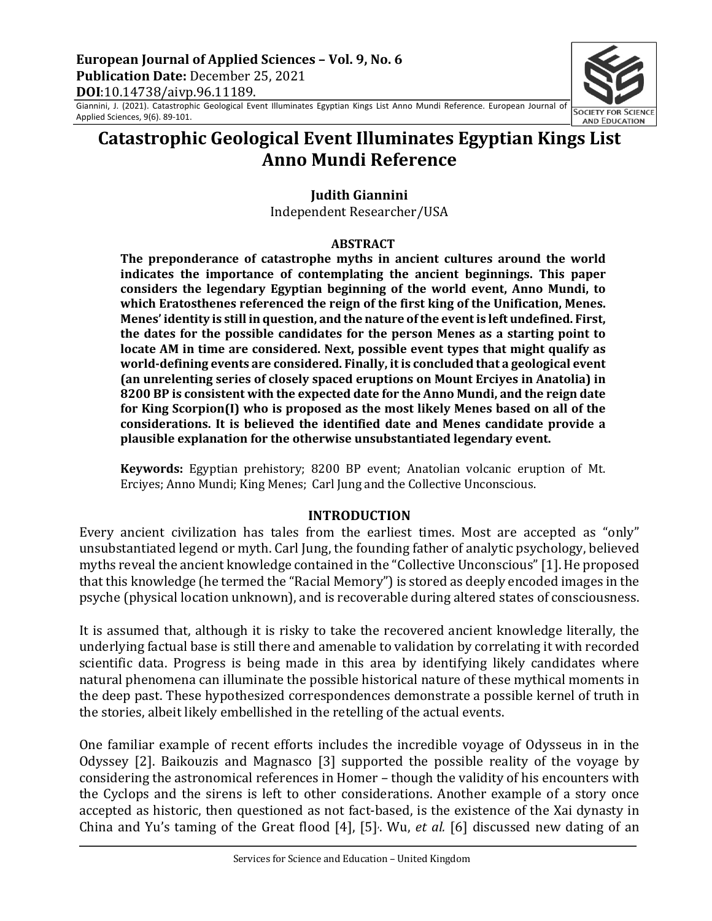**European Journal of Applied Sciences – Vol. 9, No. 6**
**Publication Date:** December 25, 2021
**DOI**:10.14738/aivp.96.11189.

Giannini, J. (2021). Catastrophic Geological Event Illuminates Egyptian Kings List Anno Mundi Reference. European Journal of Applied Sciences, 9(6). 89-101.

# Catastrophic Geological Event Illuminates Egyptian Kings List Anno Mundi Reference

**Judith Giannini**
Independent Researcher/USA

### ABSTRACT

**The preponderance of catastrophe myths in ancient cultures around the world indicates the importance of contemplating the ancient beginnings. This paper considers the legendary Egyptian beginning of the world event, Anno Mundi, to which Eratosthenes referenced the reign of the first king of the Unification, Menes. Menes' identity is still in question, and the nature of the event is left undefined. First, the dates for the possible candidates for the person Menes as a starting point to locate AM in time are considered. Next, possible event types that might qualify as world-defining events are considered. Finally, it is concluded that a geological event (an unrelenting series of closely spaced eruptions on Mount Erciyes in Anatolia) in 8200 BP is consistent with the expected date for the Anno Mundi, and the reign date for King Scorpion(I) who is proposed as the most likely Menes based on all of the considerations. It is believed the identified date and Menes candidate provide a plausible explanation for the otherwise unsubstantiated legendary event.**

**Keywords:** Egyptian prehistory; 8200 BP event; Anatolian volcanic eruption of Mt. Erciyes; Anno Mundi; King Menes; Carl Jung and the Collective Unconscious.

### INTRODUCTION

Every ancient civilization has tales from the earliest times. Most are accepted as "only" unsubstantiated legend or myth. Carl Jung, the founding father of analytic psychology, believed myths reveal the ancient knowledge contained in the "Collective Unconscious" [1]. He proposed that this knowledge (he termed the "Racial Memory") is stored as deeply encoded images in the psyche (physical location unknown), and is recoverable during altered states of consciousness.

It is assumed that, although it is risky to take the recovered ancient knowledge literally, the underlying factual base is still there and amenable to validation by correlating it with recorded scientific data. Progress is being made in this area by identifying likely candidates where natural phenomena can illuminate the possible historical nature of these mythical moments in the deep past. These hypothesized correspondences demonstrate a possible kernel of truth in the stories, albeit likely embellished in the retelling of the actual events.

One familiar example of recent efforts includes the incredible voyage of Odysseus in in the Odyssey [2]. Baikouzis and Magnasco [3] supported the possible reality of the voyage by considering the astronomical references in Homer – though the validity of his encounters with the Cyclops and the sirens is left to other considerations. Another example of a story once accepted as historic, then questioned as not fact-based, is the existence of the Xai dynasty in China and Yu's taming of the Great flood [4], [5]. Wu, *et al.* [6] discussed new dating of an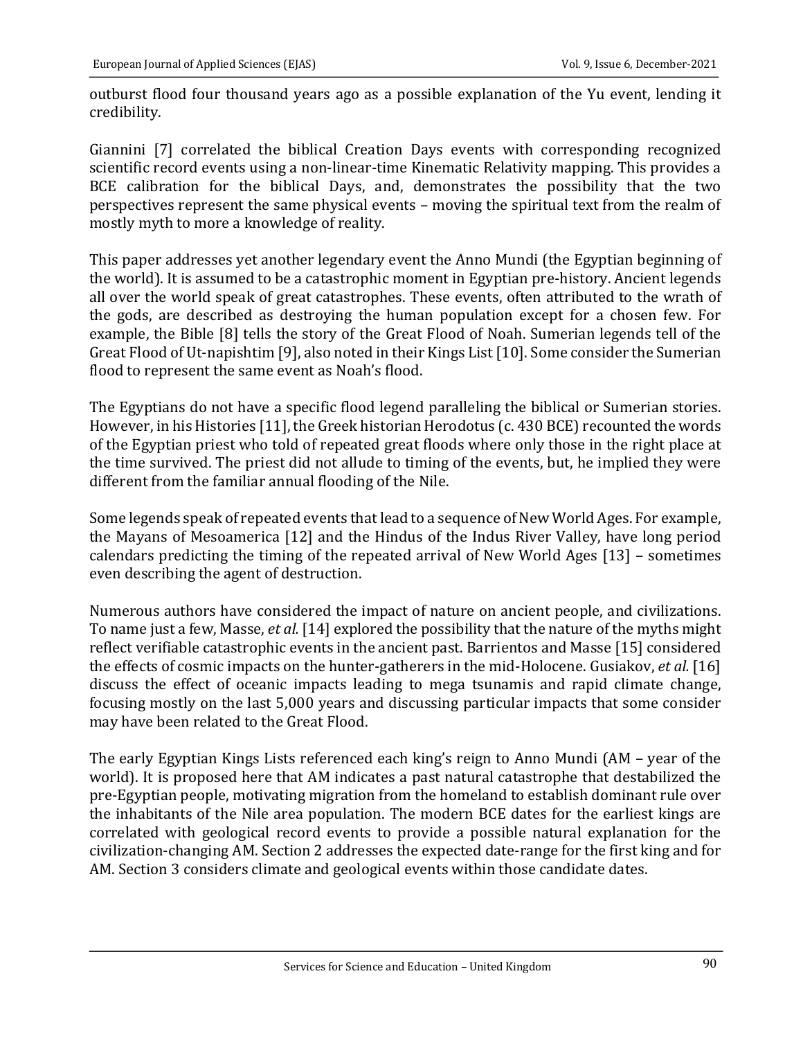outburst flood four thousand years ago as a possible explanation of the Yu event, lending it credibility.

Giannini [7] correlated the biblical Creation Days events with corresponding recognized scientific record events using a non-linear-time Kinematic Relativity mapping. This provides a BCE calibration for the biblical Days, and, demonstrates the possibility that the two perspectives represent the same physical events – moving the spiritual text from the realm of mostly myth to more a knowledge of reality.

This paper addresses yet another legendary event the Anno Mundi (the Egyptian beginning of the world). It is assumed to be a catastrophic moment in Egyptian pre-history. Ancient legends all over the world speak of great catastrophes. These events, often attributed to the wrath of the gods, are described as destroying the human population except for a chosen few. For example, the Bible [8] tells the story of the Great Flood of Noah. Sumerian legends tell of the Great Flood of Ut-napishtim [9], also noted in their Kings List [10]. Some consider the Sumerian flood to represent the same event as Noah's flood.

The Egyptians do not have a specific flood legend paralleling the biblical or Sumerian stories. However, in his Histories [11], the Greek historian Herodotus (c. 430 BCE) recounted the words of the Egyptian priest who told of repeated great floods where only those in the right place at the time survived. The priest did not allude to timing of the events, but, he implied they were different from the familiar annual flooding of the Nile.

Some legends speak of repeated events that lead to a sequence of New World Ages. For example, the Mayans of Mesoamerica [12] and the Hindus of the Indus River Valley, have long period calendars predicting the timing of the repeated arrival of New World Ages [13] – sometimes even describing the agent of destruction.

Numerous authors have considered the impact of nature on ancient people, and civilizations. To name just a few, Masse, *et al.* [14] explored the possibility that the nature of the myths might reflect verifiable catastrophic events in the ancient past. Barrientos and Masse [15] considered the effects of cosmic impacts on the hunter-gatherers in the mid-Holocene. Gusiakov, *et al.* [16] discuss the effect of oceanic impacts leading to mega tsunamis and rapid climate change, focusing mostly on the last 5,000 years and discussing particular impacts that some consider may have been related to the Great Flood.

The early Egyptian Kings Lists referenced each king's reign to Anno Mundi (AM – year of the world). It is proposed here that AM indicates a past natural catastrophe that destabilized the pre-Egyptian people, motivating migration from the homeland to establish dominant rule over the inhabitants of the Nile area population. The modern BCE dates for the earliest kings are correlated with geological record events to provide a possible natural explanation for the civilization-changing AM. Section 2 addresses the expected date-range for the first king and for AM. Section 3 considers climate and geological events within those candidate dates.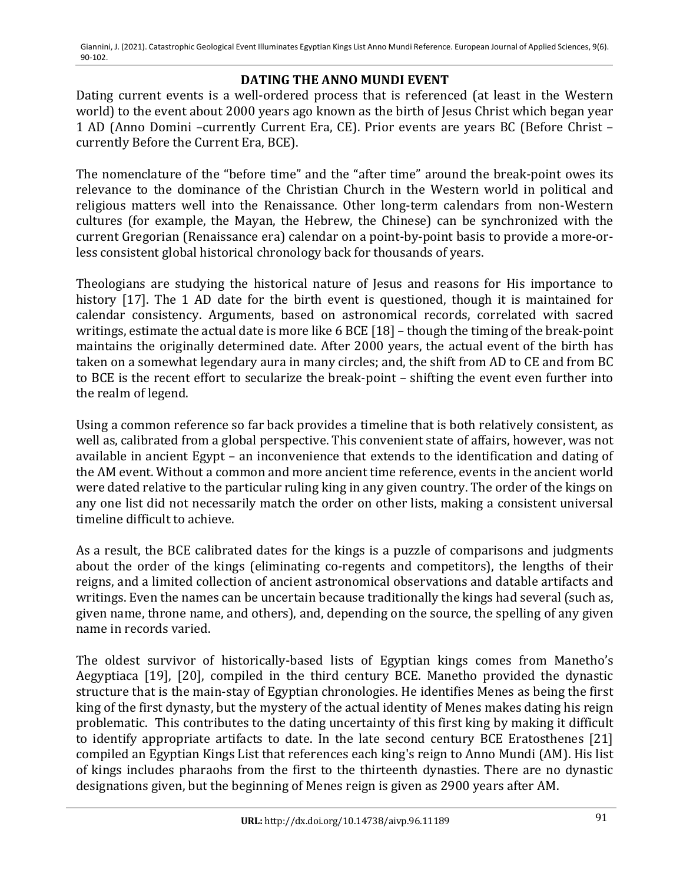## DATING THE ANNO MUNDI EVENT

Dating current events is a well-ordered process that is referenced (at least in the Western world) to the event about 2000 years ago known as the birth of Jesus Christ which began year 1 AD (Anno Domini –currently Current Era, CE). Prior events are years BC (Before Christ – currently Before the Current Era, BCE).

The nomenclature of the "before time" and the "after time" around the break-point owes its relevance to the dominance of the Christian Church in the Western world in political and religious matters well into the Renaissance. Other long-term calendars from non-Western cultures (for example, the Mayan, the Hebrew, the Chinese) can be synchronized with the current Gregorian (Renaissance era) calendar on a point-by-point basis to provide a more-or-less consistent global historical chronology back for thousands of years.

Theologians are studying the historical nature of Jesus and reasons for His importance to history [17]. The 1 AD date for the birth event is questioned, though it is maintained for calendar consistency. Arguments, based on astronomical records, correlated with sacred writings, estimate the actual date is more like 6 BCE [18] – though the timing of the break-point maintains the originally determined date. After 2000 years, the actual event of the birth has taken on a somewhat legendary aura in many circles; and, the shift from AD to CE and from BC to BCE is the recent effort to secularize the break-point – shifting the event even further into the realm of legend.

Using a common reference so far back provides a timeline that is both relatively consistent, as well as, calibrated from a global perspective. This convenient state of affairs, however, was not available in ancient Egypt – an inconvenience that extends to the identification and dating of the AM event. Without a common and more ancient time reference, events in the ancient world were dated relative to the particular ruling king in any given country. The order of the kings on any one list did not necessarily match the order on other lists, making a consistent universal timeline difficult to achieve.

As a result, the BCE calibrated dates for the kings is a puzzle of comparisons and judgments about the order of the kings (eliminating co-regents and competitors), the lengths of their reigns, and a limited collection of ancient astronomical observations and datable artifacts and writings. Even the names can be uncertain because traditionally the kings had several (such as, given name, throne name, and others), and, depending on the source, the spelling of any given name in records varied.

The oldest survivor of historically-based lists of Egyptian kings comes from Manetho's Aegyptiaca [19], [20], compiled in the third century BCE. Manetho provided the dynastic structure that is the main-stay of Egyptian chronologies. He identifies Menes as being the first king of the first dynasty, but the mystery of the actual identity of Menes makes dating his reign problematic. This contributes to the dating uncertainty of this first king by making it difficult to identify appropriate artifacts to date. In the late second century BCE Eratosthenes [21] compiled an Egyptian Kings List that references each king's reign to Anno Mundi (AM). His list of kings includes pharaohs from the first to the thirteenth dynasties. There are no dynastic designations given, but the beginning of Menes reign is given as 2900 years after AM.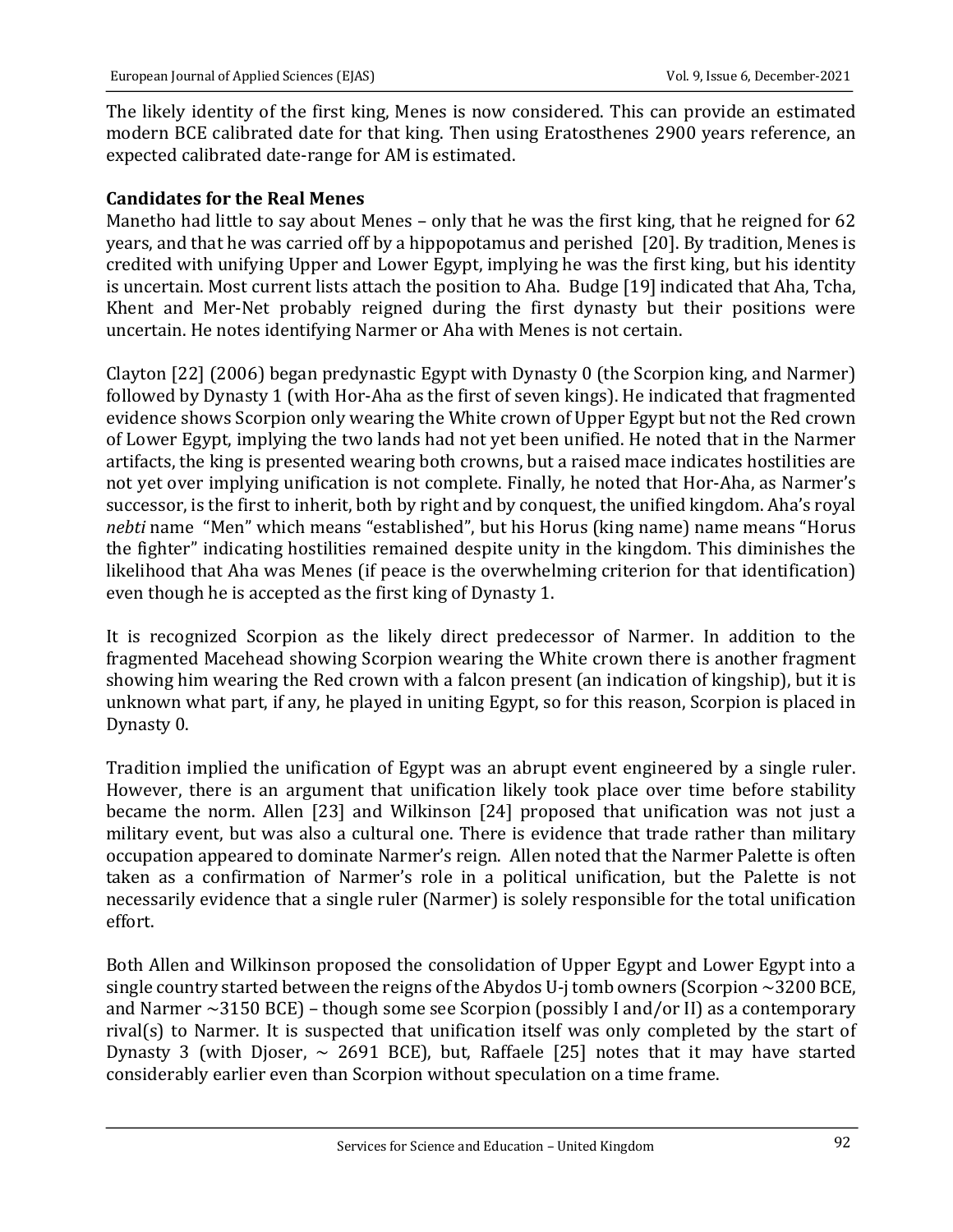The likely identity of the first king, Menes is now considered. This can provide an estimated modern BCE calibrated date for that king. Then using Eratosthenes 2900 years reference, an expected calibrated date-range for AM is estimated.

**Candidates for the Real Menes**

Manetho had little to say about Menes – only that he was the first king, that he reigned for 62 years, and that he was carried off by a hippopotamus and perished [20]. By tradition, Menes is credited with unifying Upper and Lower Egypt, implying he was the first king, but his identity is uncertain. Most current lists attach the position to Aha. Budge [19] indicated that Aha, Tcha, Khent and Mer-Net probably reigned during the first dynasty but their positions were uncertain. He notes identifying Narmer or Aha with Menes is not certain.

Clayton [22] (2006) began predynastic Egypt with Dynasty 0 (the Scorpion king, and Narmer) followed by Dynasty 1 (with Hor-Aha as the first of seven kings). He indicated that fragmented evidence shows Scorpion only wearing the White crown of Upper Egypt but not the Red crown of Lower Egypt, implying the two lands had not yet been unified. He noted that in the Narmer artifacts, the king is presented wearing both crowns, but a raised mace indicates hostilities are not yet over implying unification is not complete. Finally, he noted that Hor-Aha, as Narmer's successor, is the first to inherit, both by right and by conquest, the unified kingdom. Aha's royal *nebti* name "Men" which means "established", but his Horus (king name) name means "Horus the fighter" indicating hostilities remained despite unity in the kingdom. This diminishes the likelihood that Aha was Menes (if peace is the overwhelming criterion for that identification) even though he is accepted as the first king of Dynasty 1.

It is recognized Scorpion as the likely direct predecessor of Narmer. In addition to the fragmented Macehead showing Scorpion wearing the White crown there is another fragment showing him wearing the Red crown with a falcon present (an indication of kingship), but it is unknown what part, if any, he played in uniting Egypt, so for this reason, Scorpion is placed in Dynasty 0.

Tradition implied the unification of Egypt was an abrupt event engineered by a single ruler. However, there is an argument that unification likely took place over time before stability became the norm. Allen [23] and Wilkinson [24] proposed that unification was not just a military event, but was also a cultural one. There is evidence that trade rather than military occupation appeared to dominate Narmer's reign. Allen noted that the Narmer Palette is often taken as a confirmation of Narmer's role in a political unification, but the Palette is not necessarily evidence that a single ruler (Narmer) is solely responsible for the total unification effort.

Both Allen and Wilkinson proposed the consolidation of Upper Egypt and Lower Egypt into a single country started between the reigns of the Abydos U-j tomb owners (Scorpion ~3200 BCE, and Narmer ~3150 BCE) – though some see Scorpion (possibly I and/or II) as a contemporary rival(s) to Narmer. It is suspected that unification itself was only completed by the start of Dynasty 3 (with Djoser, ~ 2691 BCE), but, Raffaele [25] notes that it may have started considerably earlier even than Scorpion without speculation on a time frame.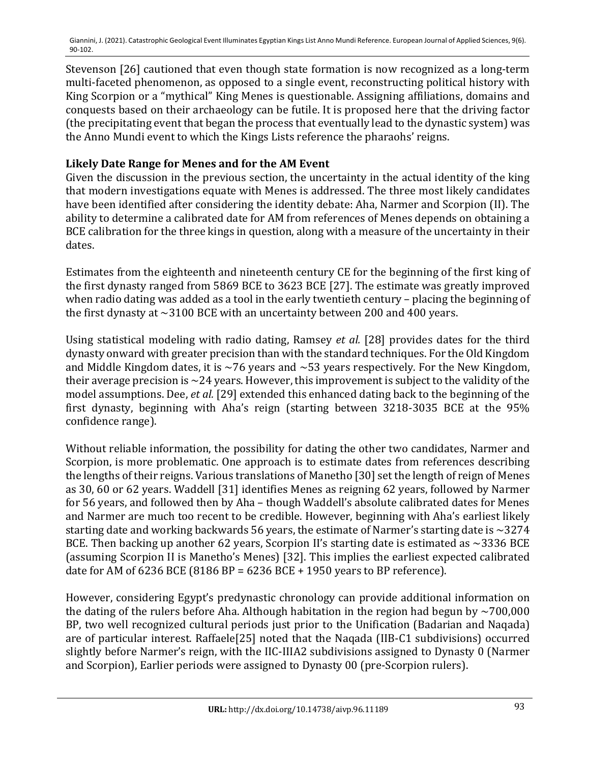Stevenson [26] cautioned that even though state formation is now recognized as a long-term multi-faceted phenomenon, as opposed to a single event, reconstructing political history with King Scorpion or a "mythical" King Menes is questionable. Assigning affiliations, domains and conquests based on their archaeology can be futile. It is proposed here that the driving factor (the precipitating event that began the process that eventually lead to the dynastic system) was the Anno Mundi event to which the Kings Lists reference the pharaohs' reigns.

## Likely Date Range for Menes and for the AM Event

Given the discussion in the previous section, the uncertainty in the actual identity of the king that modern investigations equate with Menes is addressed. The three most likely candidates have been identified after considering the identity debate: Aha, Narmer and Scorpion (II). The ability to determine a calibrated date for AM from references of Menes depends on obtaining a BCE calibration for the three kings in question, along with a measure of the uncertainty in their dates.

Estimates from the eighteenth and nineteenth century CE for the beginning of the first king of the first dynasty ranged from 5869 BCE to 3623 BCE [27]. The estimate was greatly improved when radio dating was added as a tool in the early twentieth century – placing the beginning of the first dynasty at ~3100 BCE with an uncertainty between 200 and 400 years.

Using statistical modeling with radio dating, Ramsey *et al.* [28] provides dates for the third dynasty onward with greater precision than with the standard techniques. For the Old Kingdom and Middle Kingdom dates, it is ~76 years and ~53 years respectively. For the New Kingdom, their average precision is ~24 years. However, this improvement is subject to the validity of the model assumptions. Dee, *et al.* [29] extended this enhanced dating back to the beginning of the first dynasty, beginning with Aha's reign (starting between 3218-3035 BCE at the 95% confidence range).

Without reliable information, the possibility for dating the other two candidates, Narmer and Scorpion, is more problematic. One approach is to estimate dates from references describing the lengths of their reigns. Various translations of Manetho [30] set the length of reign of Menes as 30, 60 or 62 years. Waddell [31] identifies Menes as reigning 62 years, followed by Narmer for 56 years, and followed then by Aha – though Waddell's absolute calibrated dates for Menes and Narmer are much too recent to be credible. However, beginning with Aha's earliest likely starting date and working backwards 56 years, the estimate of Narmer's starting date is ~3274 BCE. Then backing up another 62 years, Scorpion II's starting date is estimated as ~3336 BCE (assuming Scorpion II is Manetho's Menes) [32]. This implies the earliest expected calibrated date for AM of 6236 BCE (8186 BP = 6236 BCE + 1950 years to BP reference).

However, considering Egypt's predynastic chronology can provide additional information on the dating of the rulers before Aha. Although habitation in the region had begun by ~700,000 BP, two well recognized cultural periods just prior to the Unification (Badarian and Naqada) are of particular interest. Raffaele[25] noted that the Naqada (IIB-C1 subdivisions) occurred slightly before Narmer's reign, with the IIC-IIIA2 subdivisions assigned to Dynasty 0 (Narmer and Scorpion), Earlier periods were assigned to Dynasty 00 (pre-Scorpion rulers).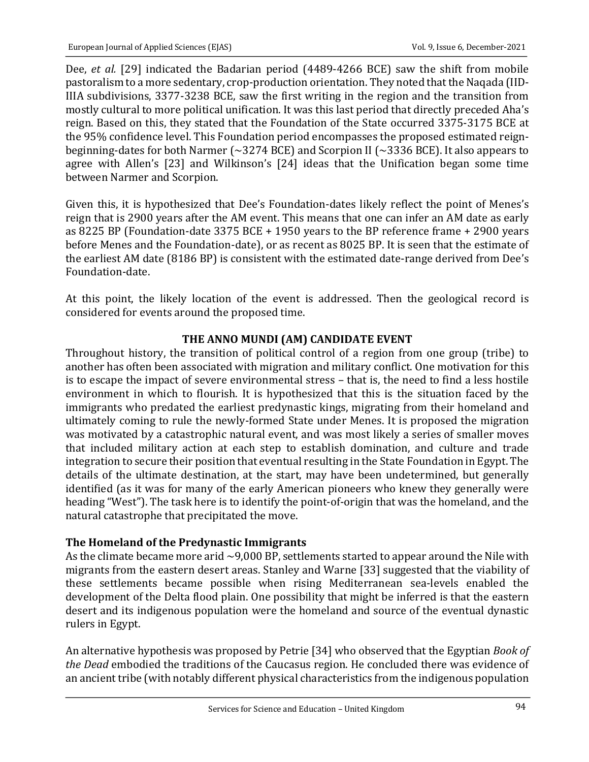Dee, *et al.* [29] indicated the Badarian period (4489-4266 BCE) saw the shift from mobile pastoralism to a more sedentary, crop-production orientation. They noted that the Naqada (IID-IIIA subdivisions, 3377-3238 BCE, saw the first writing in the region and the transition from mostly cultural to more political unification. It was this last period that directly preceded Aha's reign. Based on this, they stated that the Foundation of the State occurred 3375-3175 BCE at the 95% confidence level. This Foundation period encompasses the proposed estimated reign-beginning-dates for both Narmer (~3274 BCE) and Scorpion II (~3336 BCE). It also appears to agree with Allen's [23] and Wilkinson's [24] ideas that the Unification began some time between Narmer and Scorpion.

Given this, it is hypothesized that Dee's Foundation-dates likely reflect the point of Menes's reign that is 2900 years after the AM event. This means that one can infer an AM date as early as 8225 BP (Foundation-date 3375 BCE + 1950 years to the BP reference frame + 2900 years before Menes and the Foundation-date), or as recent as 8025 BP. It is seen that the estimate of the earliest AM date (8186 BP) is consistent with the estimated date-range derived from Dee's Foundation-date.

At this point, the likely location of the event is addressed. Then the geological record is considered for events around the proposed time.

## THE ANNO MUNDI (AM) CANDIDATE EVENT

Throughout history, the transition of political control of a region from one group (tribe) to another has often been associated with migration and military conflict. One motivation for this is to escape the impact of severe environmental stress – that is, the need to find a less hostile environment in which to flourish. It is hypothesized that this is the situation faced by the immigrants who predated the earliest predynastic kings, migrating from their homeland and ultimately coming to rule the newly-formed State under Menes. It is proposed the migration was motivated by a catastrophic natural event, and was most likely a series of smaller moves that included military action at each step to establish domination, and culture and trade integration to secure their position that eventual resulting in the State Foundation in Egypt. The details of the ultimate destination, at the start, may have been undetermined, but generally identified (as it was for many of the early American pioneers who knew they generally were heading "West"). The task here is to identify the point-of-origin that was the homeland, and the natural catastrophe that precipitated the move.

### The Homeland of the Predynastic Immigrants

As the climate became more arid ~9,000 BP, settlements started to appear around the Nile with migrants from the eastern desert areas. Stanley and Warne [33] suggested that the viability of these settlements became possible when rising Mediterranean sea-levels enabled the development of the Delta flood plain. One possibility that might be inferred is that the eastern desert and its indigenous population were the homeland and source of the eventual dynastic rulers in Egypt.

An alternative hypothesis was proposed by Petrie [34] who observed that the Egyptian *Book of the Dead* embodied the traditions of the Caucasus region. He concluded there was evidence of an ancient tribe (with notably different physical characteristics from the indigenous population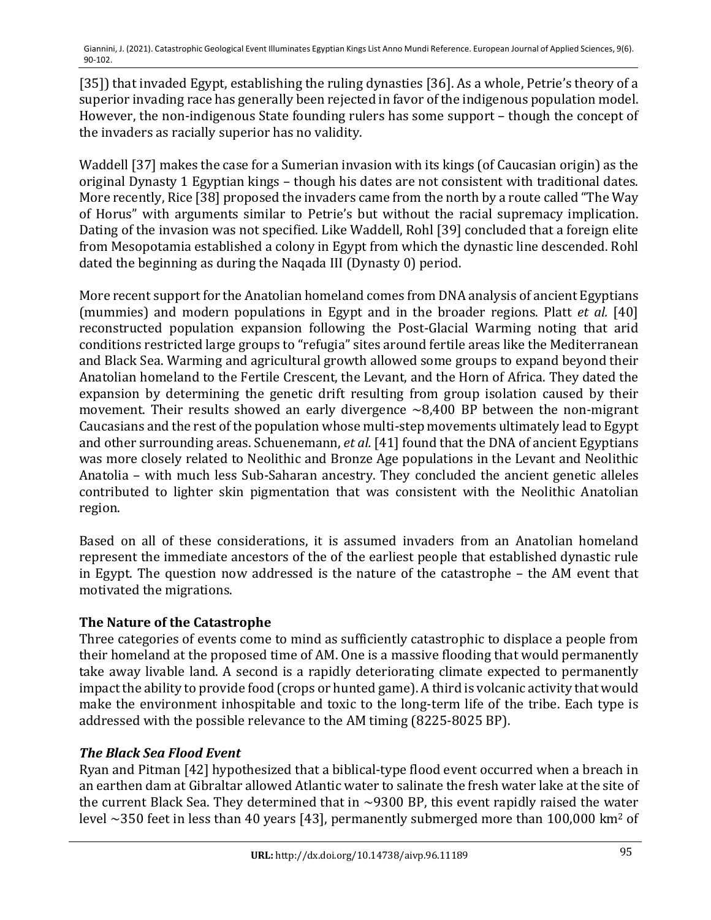[35]) that invaded Egypt, establishing the ruling dynasties [36]. As a whole, Petrie's theory of a superior invading race has generally been rejected in favor of the indigenous population model. However, the non-indigenous State founding rulers has some support – though the concept of the invaders as racially superior has no validity.

Waddell [37] makes the case for a Sumerian invasion with its kings (of Caucasian origin) as the original Dynasty 1 Egyptian kings – though his dates are not consistent with traditional dates. More recently, Rice [38] proposed the invaders came from the north by a route called "The Way of Horus" with arguments similar to Petrie's but without the racial supremacy implication. Dating of the invasion was not specified. Like Waddell, Rohl [39] concluded that a foreign elite from Mesopotamia established a colony in Egypt from which the dynastic line descended. Rohl dated the beginning as during the Naqada III (Dynasty 0) period.

More recent support for the Anatolian homeland comes from DNA analysis of ancient Egyptians (mummies) and modern populations in Egypt and in the broader regions. Platt *et al.* [40] reconstructed population expansion following the Post-Glacial Warming noting that arid conditions restricted large groups to "refugia" sites around fertile areas like the Mediterranean and Black Sea. Warming and agricultural growth allowed some groups to expand beyond their Anatolian homeland to the Fertile Crescent, the Levant, and the Horn of Africa. They dated the expansion by determining the genetic drift resulting from group isolation caused by their movement. Their results showed an early divergence ~8,400 BP between the non-migrant Caucasians and the rest of the population whose multi-step movements ultimately lead to Egypt and other surrounding areas. Schuenemann, *et al.* [41] found that the DNA of ancient Egyptians was more closely related to Neolithic and Bronze Age populations in the Levant and Neolithic Anatolia – with much less Sub-Saharan ancestry. They concluded the ancient genetic alleles contributed to lighter skin pigmentation that was consistent with the Neolithic Anatolian region.

Based on all of these considerations, it is assumed invaders from an Anatolian homeland represent the immediate ancestors of the of the earliest people that established dynastic rule in Egypt. The question now addressed is the nature of the catastrophe – the AM event that motivated the migrations.

## The Nature of the Catastrophe

Three categories of events come to mind as sufficiently catastrophic to displace a people from their homeland at the proposed time of AM. One is a massive flooding that would permanently take away livable land. A second is a rapidly deteriorating climate expected to permanently impact the ability to provide food (crops or hunted game). A third is volcanic activity that would make the environment inhospitable and toxic to the long-term life of the tribe. Each type is addressed with the possible relevance to the AM timing (8225-8025 BP).

### *The Black Sea Flood Event*

Ryan and Pitman [42] hypothesized that a biblical-type flood event occurred when a breach in an earthen dam at Gibraltar allowed Atlantic water to salinate the fresh water lake at the site of the current Black Sea. They determined that in ~9300 BP, this event rapidly raised the water level ~350 feet in less than 40 years [43], permanently submerged more than 100,000 km$^2$ of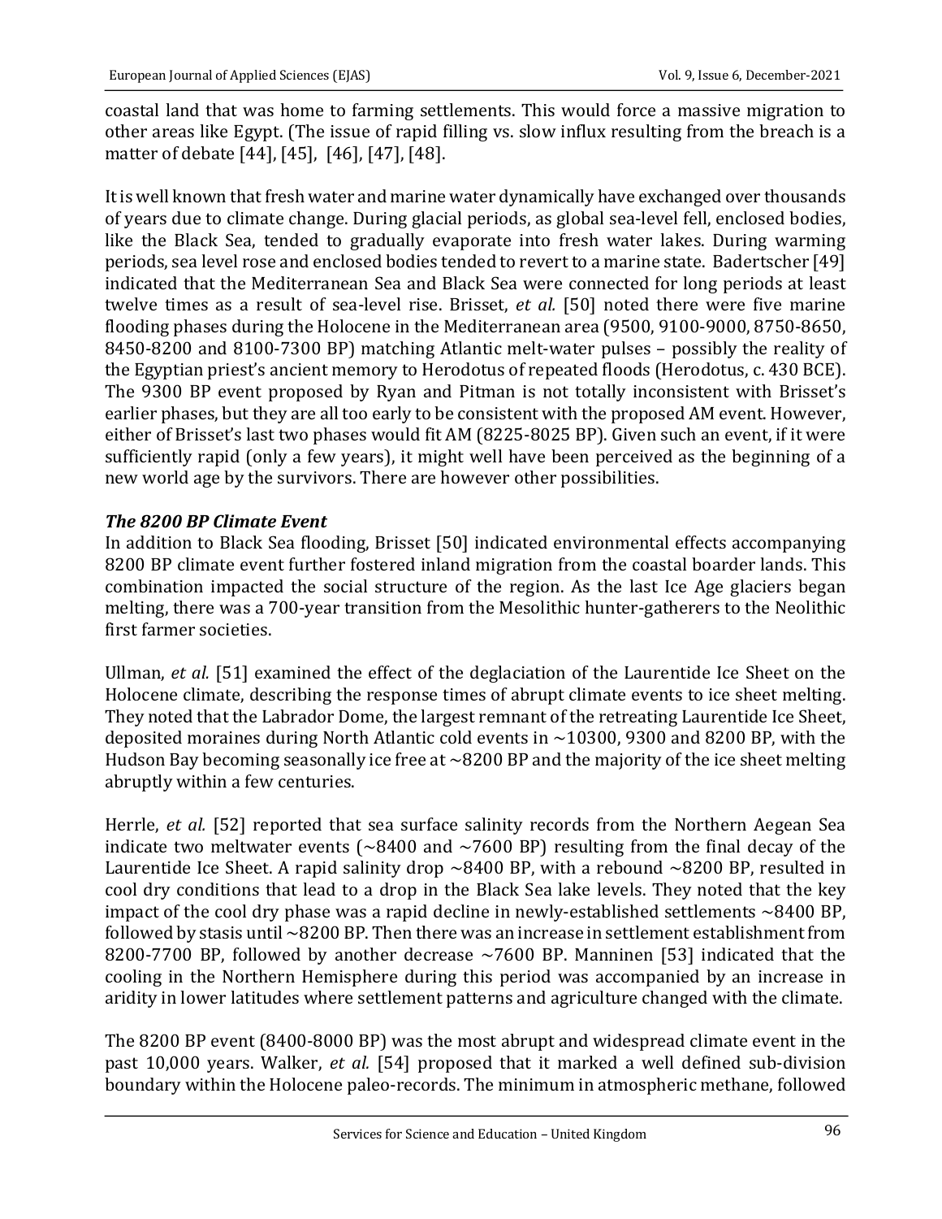coastal land that was home to farming settlements. This would force a massive migration to other areas like Egypt. (The issue of rapid filling vs. slow influx resulting from the breach is a matter of debate [44], [45], [46], [47], [48].

It is well known that fresh water and marine water dynamically have exchanged over thousands of years due to climate change. During glacial periods, as global sea-level fell, enclosed bodies, like the Black Sea, tended to gradually evaporate into fresh water lakes. During warming periods, sea level rose and enclosed bodies tended to revert to a marine state. Badertscher [49] indicated that the Mediterranean Sea and Black Sea were connected for long periods at least twelve times as a result of sea-level rise. Brisset, *et al.* [50] noted there were five marine flooding phases during the Holocene in the Mediterranean area (9500, 9100-9000, 8750-8650, 8450-8200 and 8100-7300 BP) matching Atlantic melt-water pulses – possibly the reality of the Egyptian priest's ancient memory to Herodotus of repeated floods (Herodotus, c. 430 BCE). The 9300 BP event proposed by Ryan and Pitman is not totally inconsistent with Brisset's earlier phases, but they are all too early to be consistent with the proposed AM event. However, either of Brisset's last two phases would fit AM (8225-8025 BP). Given such an event, if it were sufficiently rapid (only a few years), it might well have been perceived as the beginning of a new world age by the survivors. There are however other possibilities.

***The 8200 BP Climate Event***

In addition to Black Sea flooding, Brisset [50] indicated environmental effects accompanying 8200 BP climate event further fostered inland migration from the coastal boarder lands. This combination impacted the social structure of the region. As the last Ice Age glaciers began melting, there was a 700-year transition from the Mesolithic hunter-gatherers to the Neolithic first farmer societies.

Ullman, *et al.* [51] examined the effect of the deglaciation of the Laurentide Ice Sheet on the Holocene climate, describing the response times of abrupt climate events to ice sheet melting. They noted that the Labrador Dome, the largest remnant of the retreating Laurentide Ice Sheet, deposited moraines during North Atlantic cold events in ~10300, 9300 and 8200 BP, with the Hudson Bay becoming seasonally ice free at ~8200 BP and the majority of the ice sheet melting abruptly within a few centuries.

Herrle, *et al.* [52] reported that sea surface salinity records from the Northern Aegean Sea indicate two meltwater events (~8400 and ~7600 BP) resulting from the final decay of the Laurentide Ice Sheet. A rapid salinity drop ~8400 BP, with a rebound ~8200 BP, resulted in cool dry conditions that lead to a drop in the Black Sea lake levels. They noted that the key impact of the cool dry phase was a rapid decline in newly-established settlements ~8400 BP, followed by stasis until ~8200 BP. Then there was an increase in settlement establishment from 8200-7700 BP, followed by another decrease ~7600 BP. Manninen [53] indicated that the cooling in the Northern Hemisphere during this period was accompanied by an increase in aridity in lower latitudes where settlement patterns and agriculture changed with the climate.

The 8200 BP event (8400-8000 BP) was the most abrupt and widespread climate event in the past 10,000 years. Walker, *et al.* [54] proposed that it marked a well defined sub-division boundary within the Holocene paleo-records. The minimum in atmospheric methane, followed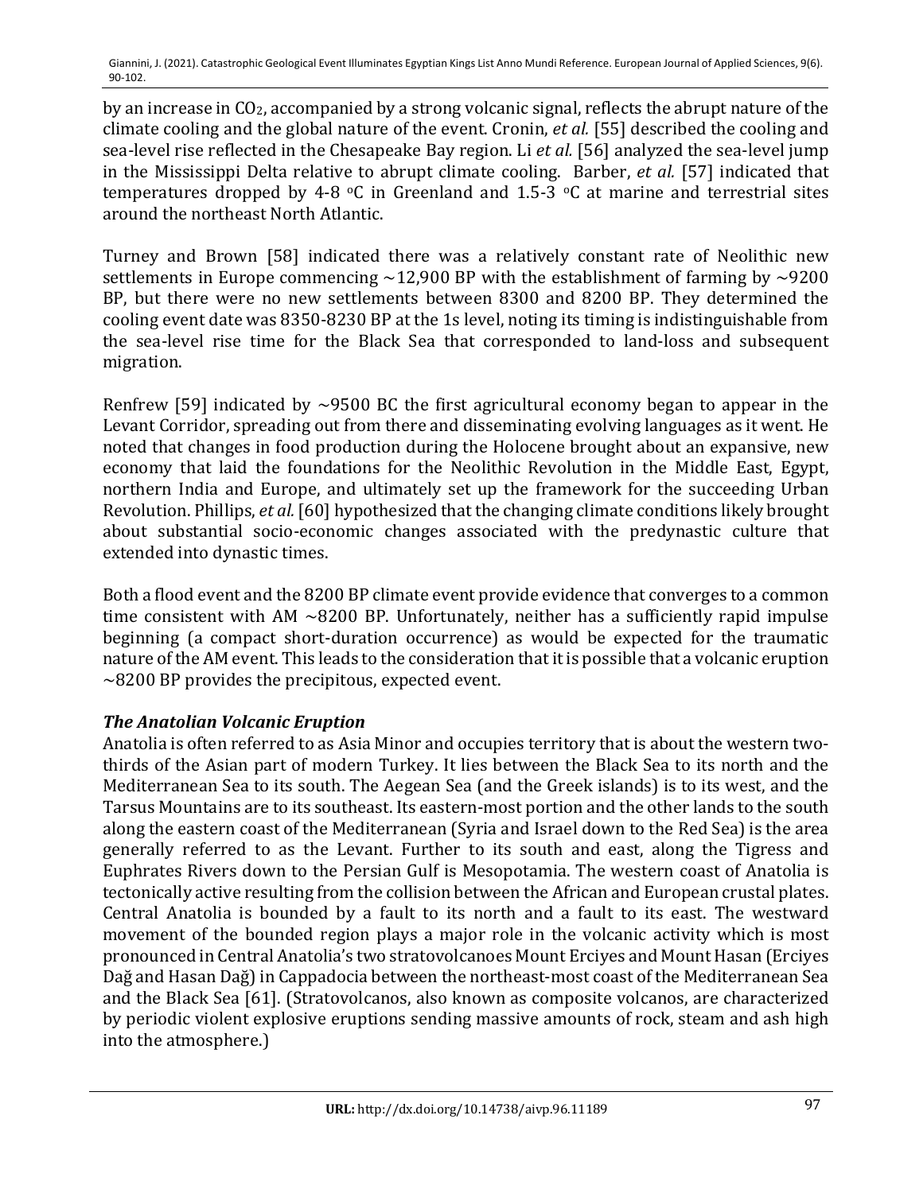by an increase in $CO_2$, accompanied by a strong volcanic signal, reflects the abrupt nature of the climate cooling and the global nature of the event. Cronin, *et al.* [55] described the cooling and sea-level rise reflected in the Chesapeake Bay region. Li *et al.* [56] analyzed the sea-level jump in the Mississippi Delta relative to abrupt climate cooling. Barber, *et al.* [57] indicated that temperatures dropped by 4-8 °C in Greenland and 1.5-3 °C at marine and terrestrial sites around the northeast North Atlantic.

Turney and Brown [58] indicated there was a relatively constant rate of Neolithic new settlements in Europe commencing ~12,900 BP with the establishment of farming by ~9200 BP, but there were no new settlements between 8300 and 8200 BP. They determined the cooling event date was 8350-8230 BP at the 1s level, noting its timing is indistinguishable from the sea-level rise time for the Black Sea that corresponded to land-loss and subsequent migration.

Renfrew [59] indicated by ~9500 BC the first agricultural economy began to appear in the Levant Corridor, spreading out from there and disseminating evolving languages as it went. He noted that changes in food production during the Holocene brought about an expansive, new economy that laid the foundations for the Neolithic Revolution in the Middle East, Egypt, northern India and Europe, and ultimately set up the framework for the succeeding Urban Revolution. Phillips, *et al.* [60] hypothesized that the changing climate conditions likely brought about substantial socio-economic changes associated with the predynastic culture that extended into dynastic times.

Both a flood event and the 8200 BP climate event provide evidence that converges to a common time consistent with AM ~8200 BP. Unfortunately, neither has a sufficiently rapid impulse beginning (a compact short-duration occurrence) as would be expected for the traumatic nature of the AM event. This leads to the consideration that it is possible that a volcanic eruption ~8200 BP provides the precipitous, expected event.

### *The Anatolian Volcanic Eruption*

Anatolia is often referred to as Asia Minor and occupies territory that is about the western two-thirds of the Asian part of modern Turkey. It lies between the Black Sea to its north and the Mediterranean Sea to its south. The Aegean Sea (and the Greek islands) is to its west, and the Tarsus Mountains are to its southeast. Its eastern-most portion and the other lands to the south along the eastern coast of the Mediterranean (Syria and Israel down to the Red Sea) is the area generally referred to as the Levant. Further to its south and east, along the Tigress and Euphrates Rivers down to the Persian Gulf is Mesopotamia. The western coast of Anatolia is tectonically active resulting from the collision between the African and European crustal plates. Central Anatolia is bounded by a fault to its north and a fault to its east. The westward movement of the bounded region plays a major role in the volcanic activity which is most pronounced in Central Anatolia's two stratovolcanoes Mount Erciyes and Mount Hasan (Erciyes Dağ and Hasan Dağ) in Cappadocia between the northeast-most coast of the Mediterranean Sea and the Black Sea [61]. (Stratovolcanos, also known as composite volcanos, are characterized by periodic violent explosive eruptions sending massive amounts of rock, steam and ash high into the atmosphere.)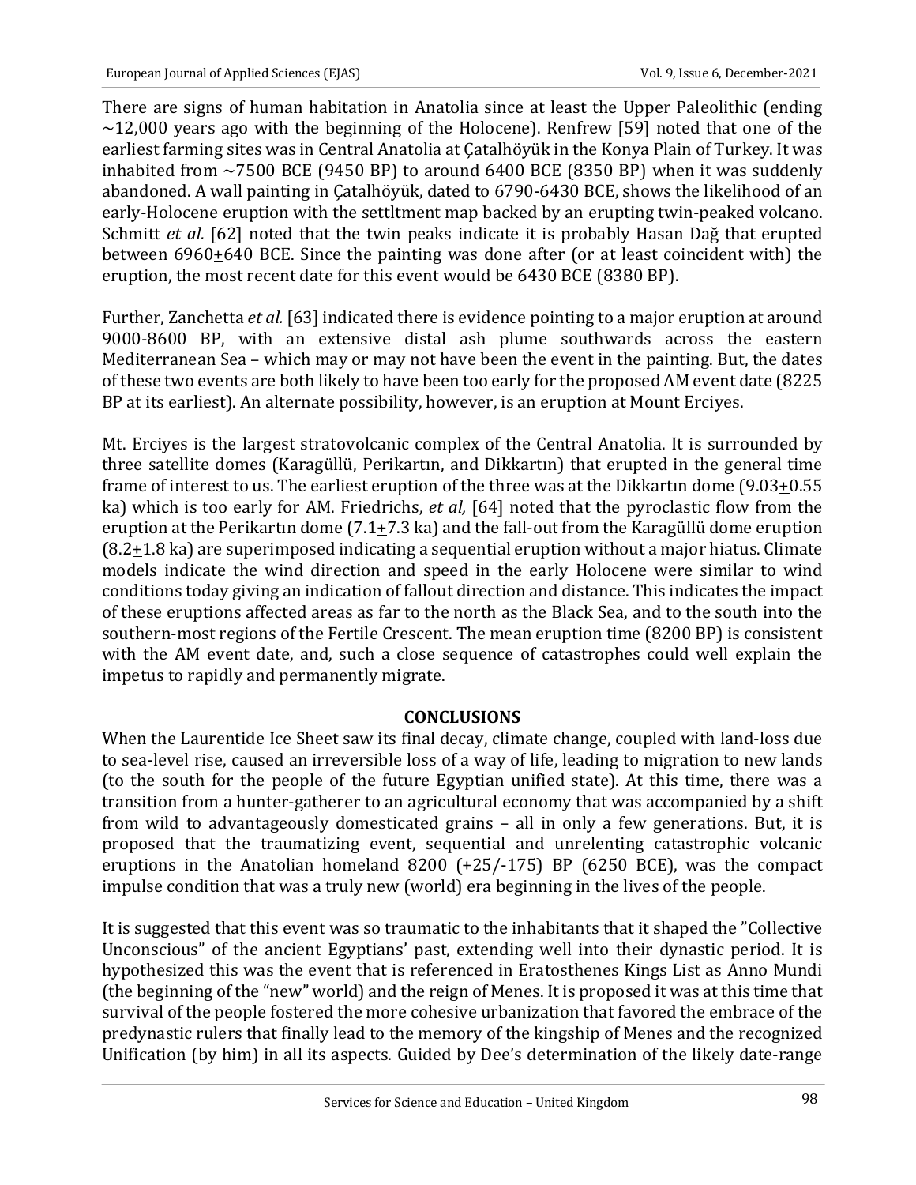There are signs of human habitation in Anatolia since at least the Upper Paleolithic (ending ~12,000 years ago with the beginning of the Holocene). Renfrew [59] noted that one of the earliest farming sites was in Central Anatolia at Çatalhöyük in the Konya Plain of Turkey. It was inhabited from ~7500 BCE (9450 BP) to around 6400 BCE (8350 BP) when it was suddenly abandoned. A wall painting in Çatalhöyük, dated to 6790-6430 BCE, shows the likelihood of an early-Holocene eruption with the settltment map backed by an erupting twin-peaked volcano. Schmitt *et al.* [62] noted that the twin peaks indicate it is probably Hasan Dağ that erupted between 6960±640 BCE. Since the painting was done after (or at least coincident with) the eruption, the most recent date for this event would be 6430 BCE (8380 BP).

Further, Zanchetta *et al.* [63] indicated there is evidence pointing to a major eruption at around 9000-8600 BP, with an extensive distal ash plume southwards across the eastern Mediterranean Sea – which may or may not have been the event in the painting. But, the dates of these two events are both likely to have been too early for the proposed AM event date (8225 BP at its earliest). An alternate possibility, however, is an eruption at Mount Erciyes.

Mt. Erciyes is the largest stratovolcanic complex of the Central Anatolia. It is surrounded by three satellite domes (Karagüllü, Perikartın, and Dikkartın) that erupted in the general time frame of interest to us. The earliest eruption of the three was at the Dikkartın dome (9.03±0.55 ka) which is too early for AM. Friedrichs, *et al,* [64] noted that the pyroclastic flow from the eruption at the Perikartın dome (7.1±7.3 ka) and the fall-out from the Karagüllü dome eruption (8.2±1.8 ka) are superimposed indicating a sequential eruption without a major hiatus. Climate models indicate the wind direction and speed in the early Holocene were similar to wind conditions today giving an indication of fallout direction and distance. This indicates the impact of these eruptions affected areas as far to the north as the Black Sea, and to the south into the southern-most regions of the Fertile Crescent. The mean eruption time (8200 BP) is consistent with the AM event date, and, such a close sequence of catastrophes could well explain the impetus to rapidly and permanently migrate.

## CONCLUSIONS

When the Laurentide Ice Sheet saw its final decay, climate change, coupled with land-loss due to sea-level rise, caused an irreversible loss of a way of life, leading to migration to new lands (to the south for the people of the future Egyptian unified state). At this time, there was a transition from a hunter-gatherer to an agricultural economy that was accompanied by a shift from wild to advantageously domesticated grains – all in only a few generations. But, it is proposed that the traumatizing event, sequential and unrelenting catastrophic volcanic eruptions in the Anatolian homeland 8200 (+25/-175) BP (6250 BCE), was the compact impulse condition that was a truly new (world) era beginning in the lives of the people.

It is suggested that this event was so traumatic to the inhabitants that it shaped the "Collective Unconscious" of the ancient Egyptians' past, extending well into their dynastic period. It is hypothesized this was the event that is referenced in Eratosthenes Kings List as Anno Mundi (the beginning of the "new" world) and the reign of Menes. It is proposed it was at this time that survival of the people fostered the more cohesive urbanization that favored the embrace of the predynastic rulers that finally lead to the memory of the kingship of Menes and the recognized Unification (by him) in all its aspects. Guided by Dee's determination of the likely date-range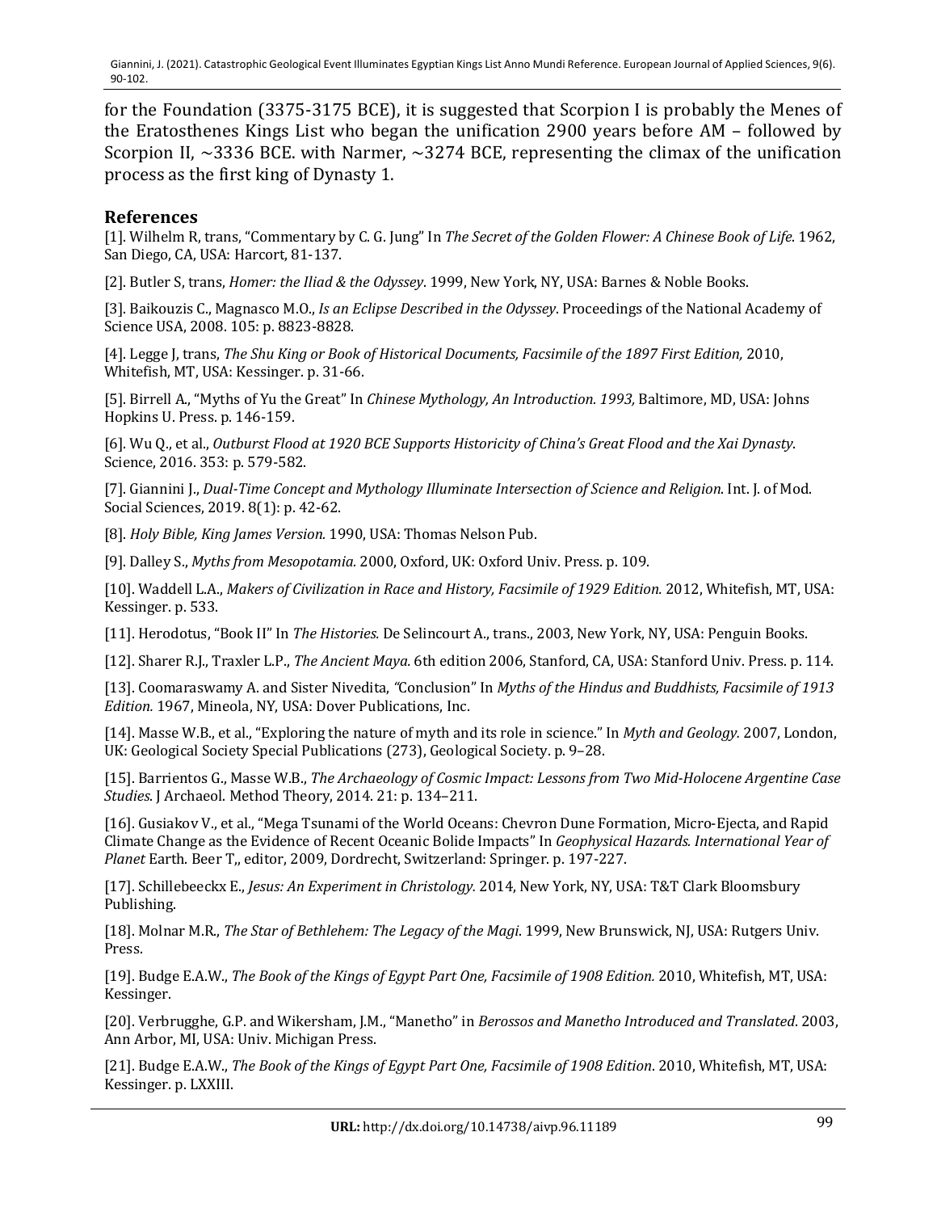for the Foundation (3375-3175 BCE), it is suggested that Scorpion I is probably the Menes of the Eratosthenes Kings List who began the unification 2900 years before AM – followed by Scorpion II, ~3336 BCE. with Narmer, ~3274 BCE, representing the climax of the unification process as the first king of Dynasty 1.

## References

[1]. Wilhelm R, trans, "Commentary by C. G. Jung" In *The Secret of the Golden Flower: A Chinese Book of Life*. 1962, San Diego, CA, USA: Harcort, 81-137.

[2]. Butler S, trans, *Homer: the Iliad & the Odyssey*. 1999, New York, NY, USA: Barnes & Noble Books.

[3]. Baikouzis C., Magnasco M.O., *Is an Eclipse Described in the Odyssey*. Proceedings of the National Academy of Science USA, 2008. 105: p. 8823-8828.

[4]. Legge J, trans, *The Shu King or Book of Historical Documents, Facsimile of the 1897 First Edition,* 2010, Whitefish, MT, USA: Kessinger. p. 31-66.

[5]. Birrell A., "Myths of Yu the Great" In *Chinese Mythology, An Introduction. 1993,* Baltimore, MD, USA: Johns Hopkins U. Press. p. 146-159.

[6]. Wu Q., et al., *Outburst Flood at 1920 BCE Supports Historicity of China's Great Flood and the Xai Dynasty*. Science, 2016. 353: p. 579-582.

[7]. Giannini J., *Dual-Time Concept and Mythology Illuminate Intersection of Science and Religion*. Int. J. of Mod. Social Sciences, 2019. 8(1): p. 42-62.

[8]. *Holy Bible, King James Version*. 1990, USA: Thomas Nelson Pub.

[9]. Dalley S., *Myths from Mesopotamia*. 2000, Oxford, UK: Oxford Univ. Press. p. 109.

[10]. Waddell L.A., *Makers of Civilization in Race and History, Facsimile of 1929 Edition.* 2012, Whitefish, MT, USA: Kessinger. p. 533.

[11]. Herodotus, "Book II" In *The Histories.* De Selincourt A., trans., 2003, New York, NY, USA: Penguin Books.

[12]. Sharer R.J., Traxler L.P., *The Ancient Maya.* 6th edition 2006, Stanford, CA, USA: Stanford Univ. Press. p. 114.

[13]. Coomaraswamy A. and Sister Nivedita, "Conclusion" In *Myths of the Hindus and Buddhists, Facsimile of 1913 Edition.* 1967, Mineola, NY, USA: Dover Publications, Inc.

[14]. Masse W.B., et al., "Exploring the nature of myth and its role in science." In *Myth and Geology.* 2007, London, UK: Geological Society Special Publications (273), Geological Society. p. 9–28.

[15]. Barrientos G., Masse W.B., *The Archaeology of Cosmic Impact: Lessons from Two Mid-Holocene Argentine Case Studies*. J Archaeol. Method Theory, 2014. 21: p. 134–211.

[16]. Gusiakov V., et al., "Mega Tsunami of the World Oceans: Chevron Dune Formation, Micro-Ejecta, and Rapid Climate Change as the Evidence of Recent Oceanic Bolide Impacts" In *Geophysical Hazards. International Year of Planet* Earth. Beer T,, editor, 2009, Dordrecht, Switzerland: Springer. p. 197-227.

[17]. Schillebeeckx E., *Jesus: An Experiment in Christology.* 2014, New York, NY, USA: T&T Clark Bloomsbury Publishing.

[18]. Molnar M.R., *The Star of Bethlehem: The Legacy of the Magi*. 1999, New Brunswick, NJ, USA: Rutgers Univ. Press.

[19]. Budge E.A.W., *The Book of the Kings of Egypt Part One, Facsimile of 1908 Edition.* 2010, Whitefish, MT, USA: Kessinger.

[20]. Verbrugghe, G.P. and Wikersham, J.M., "Manetho" in *Berossos and Manetho Introduced and Translated*. 2003, Ann Arbor, MI, USA: Univ. Michigan Press.

[21]. Budge E.A.W., *The Book of the Kings of Egypt Part One, Facsimile of 1908 Edition*. 2010, Whitefish, MT, USA: Kessinger. p. LXXIII.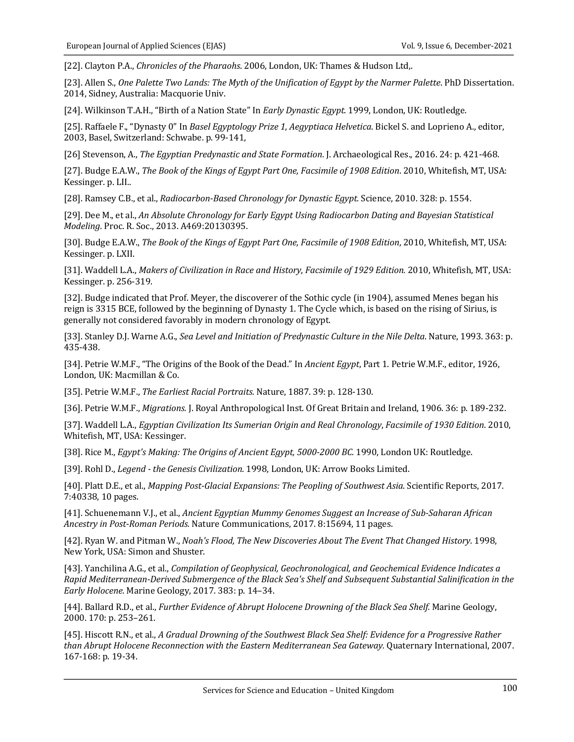[22]. Clayton P.A., *Chronicles of the Pharaohs*. 2006, London, UK: Thames & Hudson Ltd,.

[23]. Allen S., *One Palette Two Lands: The Myth of the Unification of Egypt by the Narmer Palette*. PhD Dissertation. 2014, Sidney, Australia: Macquorie Univ.

[24]. Wilkinson T.A.H., "Birth of a Nation State" In *Early Dynastic Egypt*. 1999, London, UK: Routledge.

[25]. Raffaele F., "Dynasty 0" In *Basel Egyptology Prize 1*, *Aegyptiaca Helvetica*. Bickel S. and Loprieno A., editor, 2003, Basel, Switzerland: Schwabe. p. 99-141,

[26] Stevenson, A., *The Egyptian Predynastic and State Formation*. J. Archaeological Res., 2016. 24: p. 421-468.

[27]. Budge E.A.W., *The Book of the Kings of Egypt Part One, Facsimile of 1908 Edition*. 2010, Whitefish, MT, USA: Kessinger. p. LII..

[28]. Ramsey C.B., et al., *Radiocarbon-Based Chronology for Dynastic Egypt*. Science, 2010. 328: p. 1554.

[29]. Dee M., et al., *An Absolute Chronology for Early Egypt Using Radiocarbon Dating and Bayesian Statistical Modeling*. Proc. R. Soc., 2013. A469:20130395.

[30]. Budge E.A.W., *The Book of the Kings of Egypt Part One, Facsimile of 1908 Edition*, 2010, Whitefish, MT, USA: Kessinger. p. LXII.

[31]. Waddell L.A., *Makers of Civilization in Race and History, Facsimile of 1929 Edition.* 2010, Whitefish, MT, USA: Kessinger. p. 256-319.

[32]. Budge indicated that Prof. Meyer, the discoverer of the Sothic cycle (in 1904), assumed Menes began his reign is 3315 BCE, followed by the beginning of Dynasty 1. The Cycle which, is based on the rising of Sirius, is generally not considered favorably in modern chronology of Egypt.

[33]. Stanley D.J. Warne A.G., *Sea Level and Initiation of Predynastic Culture in the Nile Delta*. Nature, 1993. 363: p. 435-438.

[34]. Petrie W.M.F., "The Origins of the Book of the Dead." In *Ancient Egypt*, Part 1. Petrie W.M.F., editor, 1926, London, UK: Macmillan & Co.

[35]. Petrie W.M.F., *The Earliest Racial Portraits.* Nature, 1887. 39: p. 128-130.

[36]. Petrie W.M.F., *Migrations.* J. Royal Anthropological Inst. Of Great Britain and Ireland, 1906. 36: p. 189-232.

[37]. Waddell L.A., *Egyptian Civilization Its Sumerian Origin and Real Chronology*, *Facsimile of 1930 Edition*. 2010, Whitefish, MT, USA: Kessinger.

[38]. Rice M., *Egypt's Making: The Origins of Ancient Egypt, 5000-2000 BC*. 1990, London UK: Routledge.

[39]. Rohl D., *Legend - the Genesis Civilization*. 1998, London, UK: Arrow Books Limited.

[40]. Platt D.E., et al., *Mapping Post-Glacial Expansions: The Peopling of Southwest Asia*. Scientific Reports, 2017. 7:40338, 10 pages.

[41]. Schuenemann V.J., et al., *Ancient Egyptian Mummy Genomes Suggest an Increase of Sub-Saharan African Ancestry in Post-Roman Periods.* Nature Communications, 2017. 8:15694, 11 pages.

[42]. Ryan W. and Pitman W., *Noah's Flood, The New Discoveries About The Event That Changed History*. 1998, New York, USA: Simon and Shuster.

[43]. Yanchilina A.G., et al., *Compilation of Geophysical, Geochronological, and Geochemical Evidence Indicates a Rapid Mediterranean-Derived Submergence of the Black Sea's Shelf and Subsequent Substantial Salinification in the Early Holocene.* Marine Geology, 2017. 383: p. 14–34.

[44]. Ballard R.D., et al., *Further Evidence of Abrupt Holocene Drowning of the Black Sea Shelf.* Marine Geology, 2000. 170: p. 253–261.

[45]. Hiscott R.N., et al., *A Gradual Drowning of the Southwest Black Sea Shelf: Evidence for a Progressive Rather than Abrupt Holocene Reconnection with the Eastern Mediterranean Sea Gateway.* Quaternary International, 2007. 167-168: p. 19-34.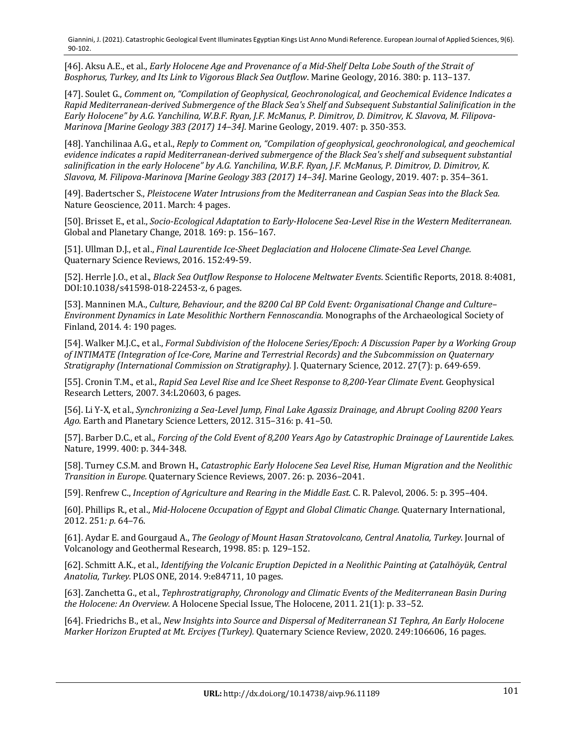[46]. Aksu A.E., et al., *Early Holocene Age and Provenance of a Mid-Shelf Delta Lobe South of the Strait of Bosphorus, Turkey, and Its Link to Vigorous Black Sea Outflow*. Marine Geology, 2016. 380: p. 113–137.

[47]. Soulet G., *Comment on, "Compilation of Geophysical, Geochronological, and Geochemical Evidence Indicates a Rapid Mediterranean-derived Submergence of the Black Sea's Shelf and Subsequent Substantial Salinification in the Early Holocene" by A.G. Yanchilina, W.B.F. Ryan, J.F. McManus, P. Dimitrov, D. Dimitrov, K. Slavova, M. Filipova-Marinova [Marine Geology 383 (2017) 14–34].* Marine Geology, 2019. 407: p. 350-353.

[48]. Yanchilinaa A.G., et al., *Reply to Comment on, "Compilation of geophysical, geochronological, and geochemical evidence indicates a rapid Mediterranean-derived submergence of the Black Sea's shelf and subsequent substantial salinification in the early Holocene" by A.G. Yanchilina, W.B.F. Ryan, J.F. McManus, P. Dimitrov, D. Dimitrov, K. Slavova, M. Filipova-Marinova [Marine Geology 383 (2017) 14–34]*. Marine Geology, 2019. 407: p. 354–361.

[49]. Badertscher S., *Pleistocene Water Intrusions from the Mediterranean and Caspian Seas into the Black Sea.* Nature Geoscience, 2011. March: 4 pages.

[50]. Brisset E., et al., *Socio-Ecological Adaptation to Early-Holocene Sea-Level Rise in the Western Mediterranean.* Global and Planetary Change, 2018. 169: p. 156–167.

[51]. Ullman D.J., et al., *Final Laurentide Ice-Sheet Deglaciation and Holocene Climate-Sea Level Change.* Quaternary Science Reviews, 2016. 152:49-59.

[52]. Herrle J.O., et al., *Black Sea Outflow Response to Holocene Meltwater Events*. Scientific Reports, 2018. 8:4081, DOI:10.1038/s41598-018-22453-z, 6 pages.

[53]. Manninen M.A., *Culture, Behaviour, and the 8200 Cal BP Cold Event: Organisational Change and Culture–Environment Dynamics in Late Mesolithic Northern Fennoscandia.* Monographs of the Archaeological Society of Finland, 2014. 4: 190 pages.

[54]. Walker M.J.C., et al., *Formal Subdivision of the Holocene Series/Epoch: A Discussion Paper by a Working Group of INTIMATE (Integration of Ice-Core, Marine and Terrestrial Records) and the Subcommission on Quaternary Stratigraphy (International Commission on Stratigraphy).* J. Quaternary Science, 2012. 27(7): p. 649-659.

[55]. Cronin T.M., et al., *Rapid Sea Level Rise and Ice Sheet Response to 8,200-Year Climate Event*. Geophysical Research Letters, 2007. 34:L20603, 6 pages.

[56]. Li Y-X, et al., *Synchronizing a Sea-Level Jump, Final Lake Agassiz Drainage, and Abrupt Cooling 8200 Years Ago.* Earth and Planetary Science Letters, 2012. 315–316: p. 41–50.

[57]. Barber D.C., et al., *Forcing of the Cold Event of 8,200 Years Ago by Catastrophic Drainage of Laurentide Lakes*. Nature, 1999. 400: p. 344-348.

[58]. Turney C.S.M. and Brown H., *Catastrophic Early Holocene Sea Level Rise, Human Migration and the Neolithic Transition in Europe.* Quaternary Science Reviews, 2007. 26: p. 2036–2041.

[59]. Renfrew C., *Inception of Agriculture and Rearing in the Middle East.* C. R. Palevol, 2006. 5: p. 395–404.

[60]. Phillips R., et al., *Mid-Holocene Occupation of Egypt and Global Climatic Change.* Quaternary International, 2012. 251*: p.* 64–76.

[61]. Aydar E. and Gourgaud A., *The Geology of Mount Hasan Stratovolcano, Central Anatolia, Turkey*. Journal of Volcanology and Geothermal Research, 1998. 85: p. 129–152.

[62]. Schmitt A.K., et al., *Identifying the Volcanic Eruption Depicted in a Neolithic Painting at Çatalhöyük, Central Anatolia, Turkey.* PLOS ONE, 2014. 9:e84711, 10 pages.

[63]. Zanchetta G., et al., *Tephrostratigraphy, Chronology and Climatic Events of the Mediterranean Basin During the Holocene: An Overview.* A Holocene Special Issue, The Holocene, 2011. 21(1): p. 33–52.

[64]. Friedrichs B., et al., *New Insights into Source and Dispersal of Mediterranean S1 Tephra, An Early Holocene Marker Horizon Erupted at Mt. Erciyes (Turkey).* Quaternary Science Review, 2020. 249:106606, 16 pages.